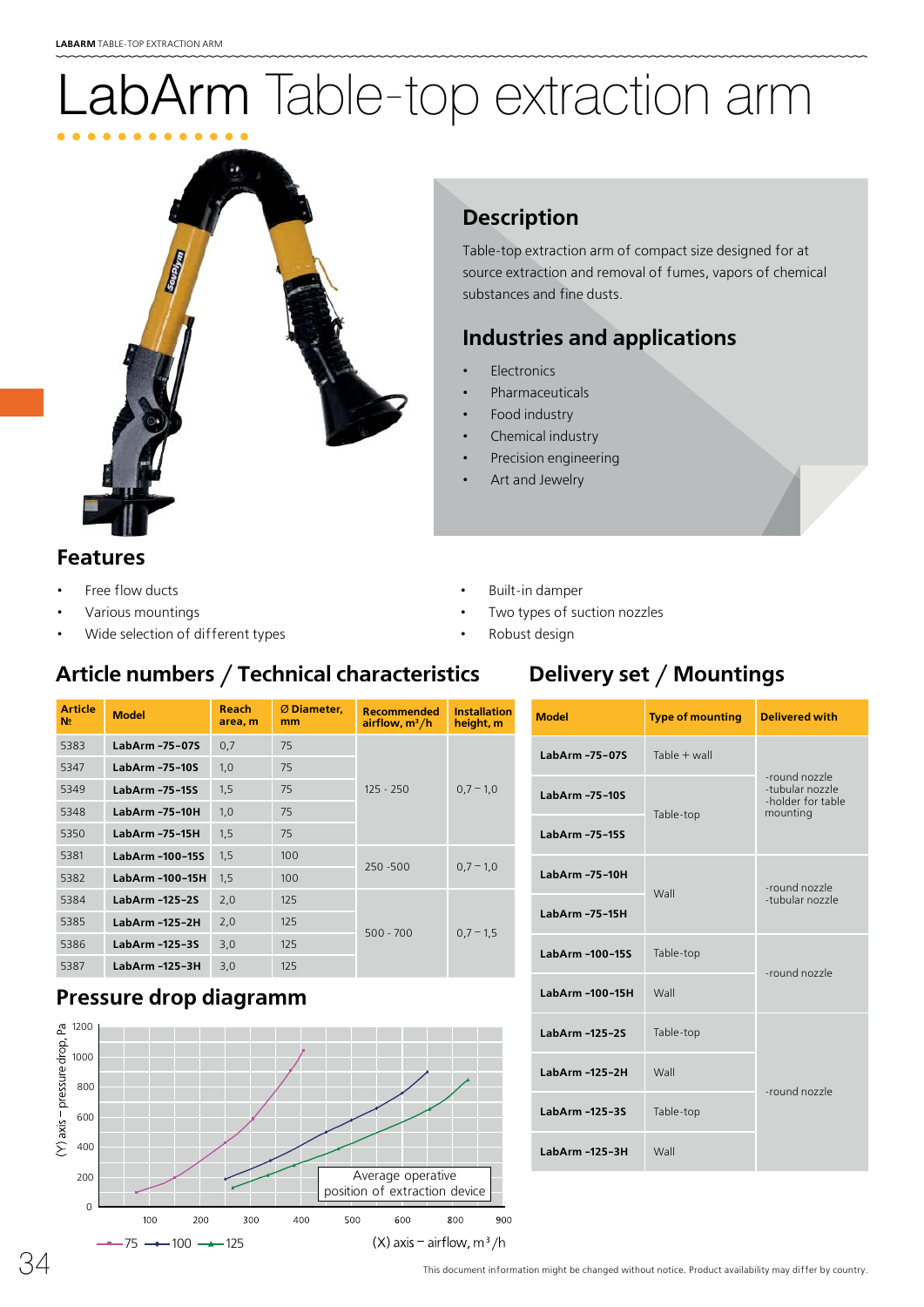# LabArm Table-top extraction arm

## Description

Table-top extraction arm of compact size designed for at source extraction and removal of fumes, vapors of chemical substances and fine dusts.

## Industries and applications

- Electronics
- Pharmaceuticals
- Food industry
- Chemical industry
- Precision engineering
- Art and Jewelry

## Features

- Free flow ducts
- Various mountings
- Wide selection of different types
- Built-in damper
- Two types of suction nozzles
- Robust design

## Article numbers / Technical characteristics

| Article № | Model | Reach area, m | Ø Diameter, mm | Recommended airflow, m³/h | Installation height, m |
|---|---|---|---|---|---|
| 5383 | LabArm -75-07S | 0,7 | 75 | 125 - 250 | 0,7 – 1,0 |
| 5347 | LabArm -75-10S | 1,0 | 75 | | |
| 5349 | LabArm -75-15S | 1,5 | 75 | | |
| 5348 | LabArm -75-10H | 1,0 | 75 | | |
| 5350 | LabArm -75-15H | 1,5 | 75 | | |
| 5381 | LabArm -100-15S | 1,5 | 100 | 250 -500 | 0,7 – 1,0 |
| 5382 | LabArm -100-15H | 1,5 | 100 | | |
| 5384 | LabArm -125-2S | 2,0 | 125 | 500 - 700 | 0,7 – 1,5 |
| 5385 | LabArm -125-2H | 2,0 | 125 | | |
| 5386 | LabArm -125-3S | 3,0 | 125 | | |
| 5387 | LabArm -125-3H | 3,0 | 125 | | |

## Delivery set / Mountings

| Model | Type of mounting | Delivered with |
|---|---|---|
| LabArm -75-07S | Table + wall | -round nozzle -tubular nozzle -holder for table mounting |
| LabArm -75-10S | Table-top | |
| LabArm -75-15S | | |
| LabArm -75-10H | Wall | -round nozzle -tubular nozzle |
| LabArm -75-15H | | |
| LabArm -100-15S | Table-top | -round nozzle |
| LabArm -100-15H | Wall | |
| LabArm -125-2S | Table-top | -round nozzle |
| LabArm -125-2H | Wall | |
| LabArm -125-3S | Table-top | |
| LabArm -125-3H | Wall | |

## Pressure drop diagramm

(Y) axis – pressure drop, Pa

(X) axis – airflow, m³/h

Average operative position of extraction device

75 — 100 — 125

This document information might be changed without notice. Product availability may differ by country.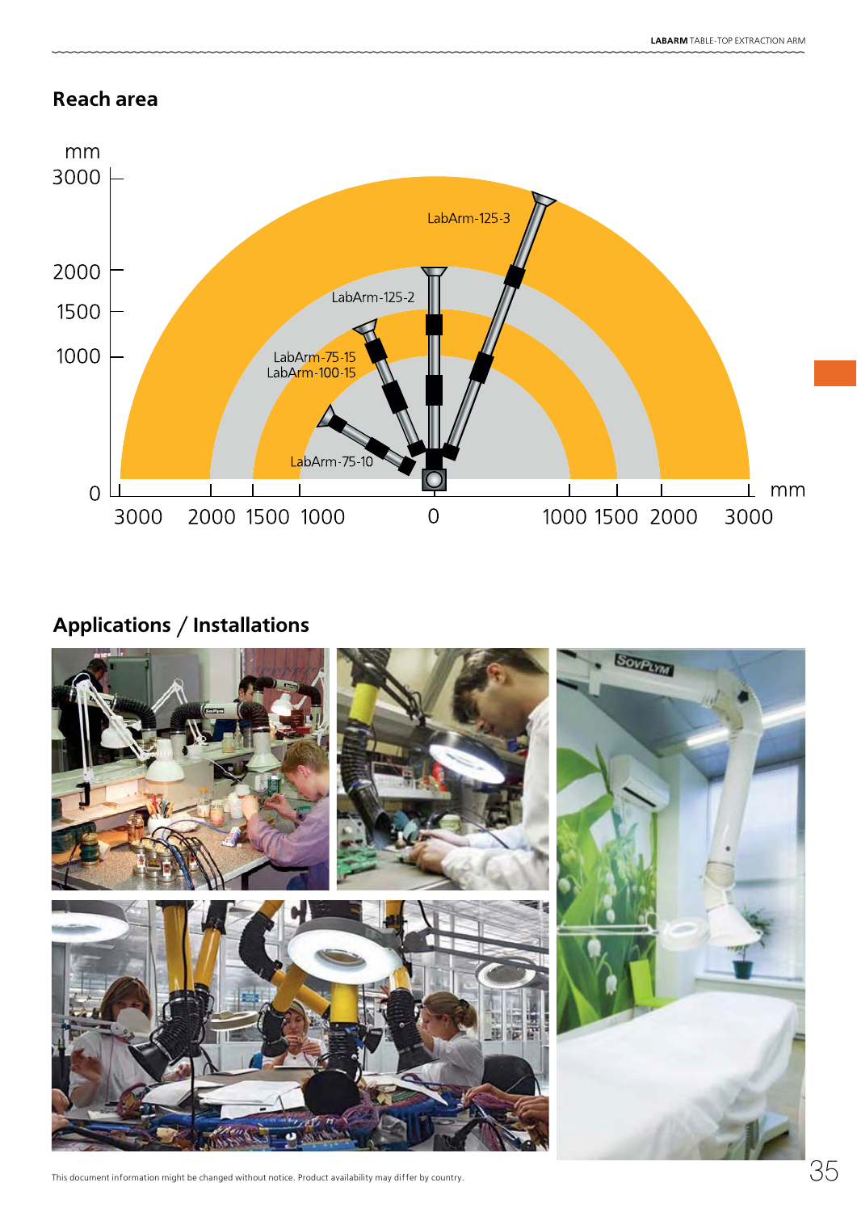## Reach area

mm
3000
2000
1500
1000
0

LabArm-125-3
LabArm-125-2
LabArm-75-15
LabArm-100-15
LabArm-75-10

3000 2000 1500 1000 0 1000 1500 2000 3000 mm

## Applications / Installations

This document information might be changed without notice. Product availability may differ by country.